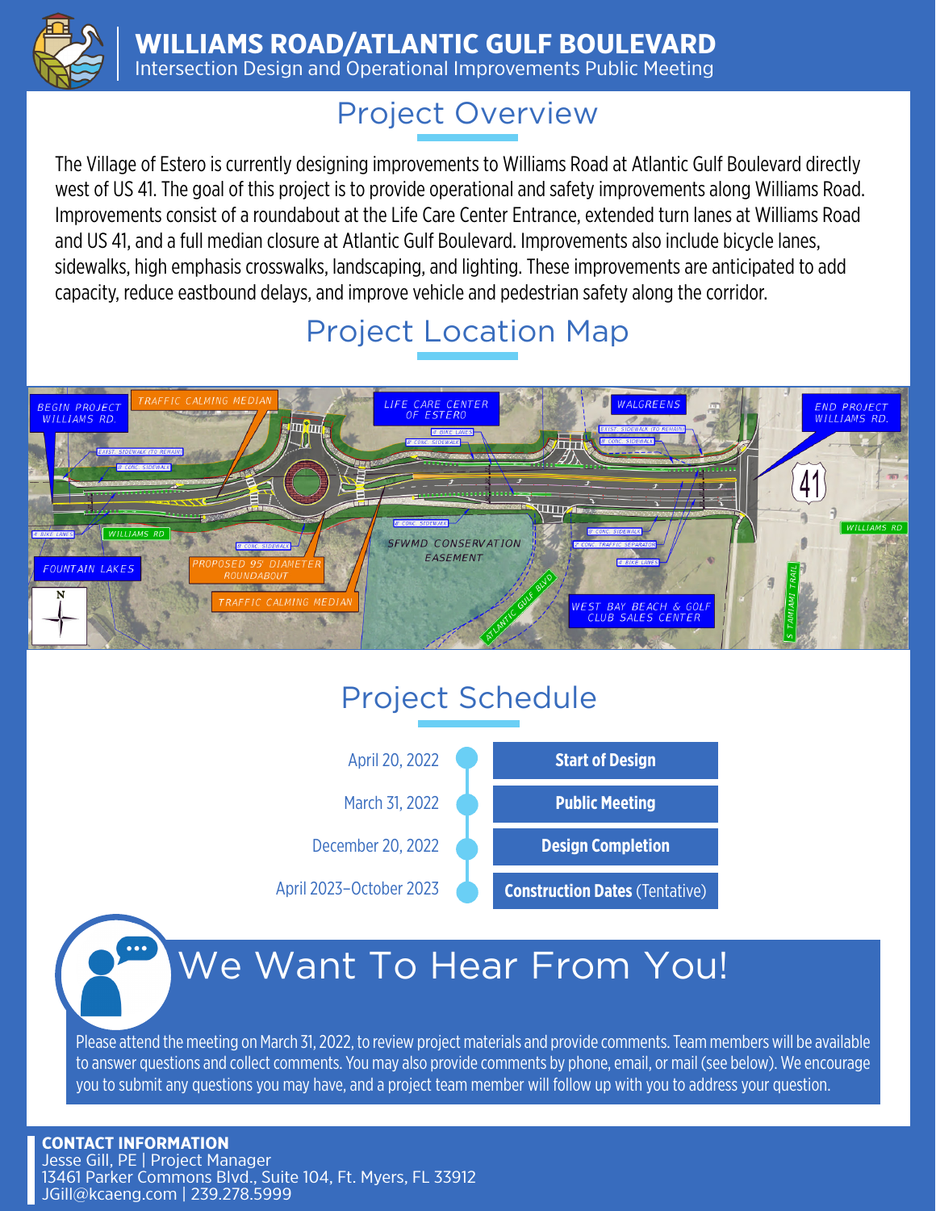# WILLIAMS ROAD/ATLANTIC GULF BOULEVARD

Intersection Design and Operational Improvements Public Meeting

## Project Overview

The Village of Estero is currently designing improvements to Williams Road at Atlantic Gulf Boulevard directly west of US 41. The goal of this project is to provide operational and safety improvements along Williams Road. Improvements consist of a roundabout at the Life Care Center Entrance, extended turn lanes at Williams Road and US 41, and a full median closure at Atlantic Gulf Boulevard. Improvements also include bicycle lanes, sidewalks, high emphasis crosswalks, landscaping, and lighting. These improvements are anticipated to add capacity, reduce eastbound delays, and improve vehicle and pedestrian safety along the corridor.

## Project Location Map

BEGIN PROJECT WILLIAMS RD. | TRAFFIC CALMING MEDIAN | LIFE CARE CENTER OF ESTERO | WALGREENS | END PROJECT WILLIAMS RD. | FOUNTAIN LAKES | PROPOSED 95' DIAMETER ROUNDABOUT | TRAFFIC CALMING MEDIAN | SFWMD CONSERVATION EASEMENT | ATLANTIC GULF BLVD | WEST BAY BEACH & GOLF CLUB SALES CENTER | WILLIAMS RD | S TAMIAMI TRAIL | 41

## Project Schedule

| Date | Milestone |
|---|---|
| April 20, 2022 | **Start of Design** |
| March 31, 2022 | **Public Meeting** |
| December 20, 2022 | **Design Completion** |
| April 2023–October 2023 | **Construction Dates** (Tentative) |

## We Want To Hear From You!

Please attend the meeting on March 31, 2022, to review project materials and provide comments. Team members will be available to answer questions and collect comments. You may also provide comments by phone, email, or mail (see below). We encourage you to submit any questions you may have, and a project team member will follow up with you to address your question.

**CONTACT INFORMATION**
Jesse Gill, PE | Project Manager
13461 Parker Commons Blvd., Suite 104, Ft. Myers, FL 33912
JGill@kcaeng.com | 239.278.5999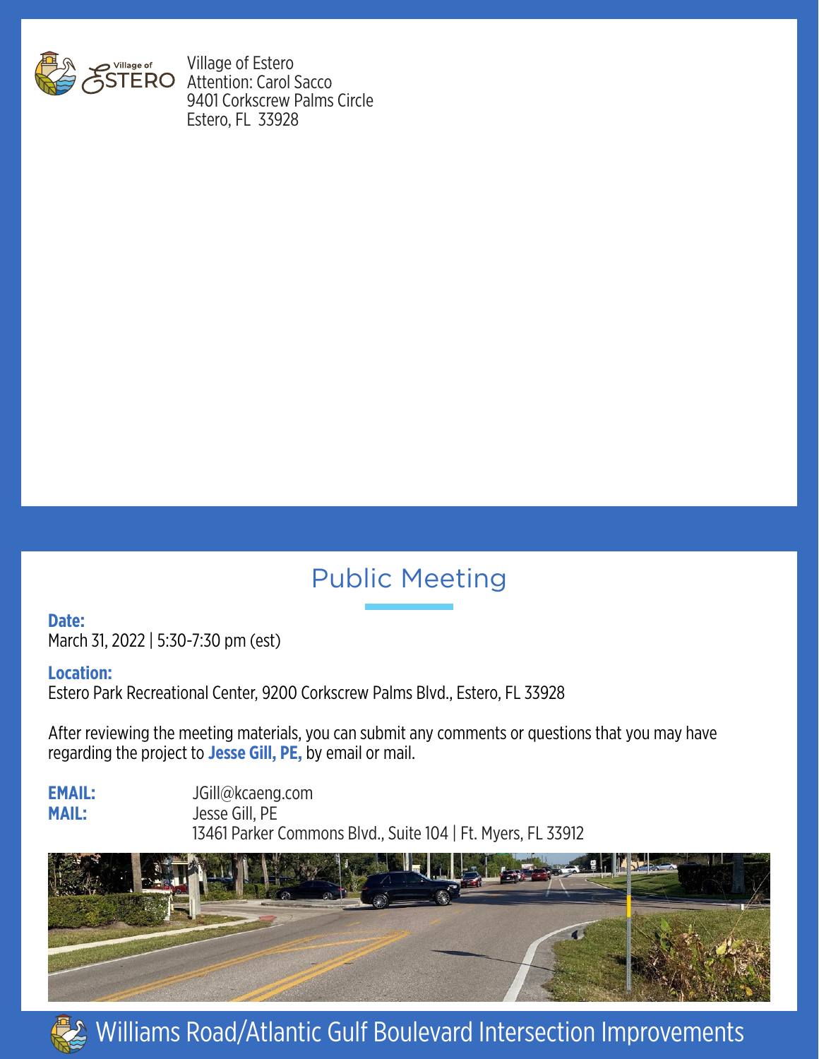Village of Estero
Attention: Carol Sacco
9401 Corkscrew Palms Circle
Estero, FL 33928

## Public Meeting

**Date:**
March 31, 2022 | 5:30-7:30 pm (est)

**Location:**
Estero Park Recreational Center, 9200 Corkscrew Palms Blvd., Estero, FL 33928

After reviewing the meeting materials, you can submit any comments or questions that you may have regarding the project to **Jesse Gill, PE,** by email or mail.

**EMAIL:** JGill@kcaeng.com
**MAIL:** Jesse Gill, PE
13461 Parker Commons Blvd., Suite 104 | Ft. Myers, FL 33912

Williams Road/Atlantic Gulf Boulevard Intersection Improvements